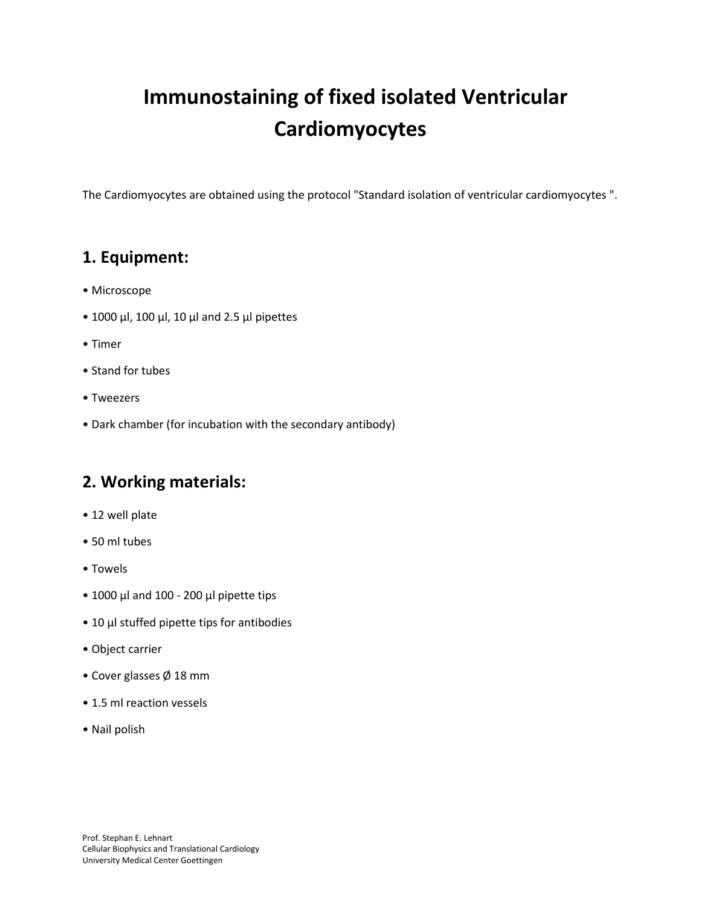# Immunostaining of fixed isolated Ventricular Cardiomyocytes

The Cardiomyocytes are obtained using the protocol "Standard isolation of ventricular cardiomyocytes ".

## 1. Equipment:

- Microscope
- 1000 µl, 100 µl, 10 µl and 2.5 µl pipettes
- Timer
- Stand for tubes
- Tweezers
- Dark chamber (for incubation with the secondary antibody)

## 2. Working materials:

- 12 well plate
- 50 ml tubes
- Towels
- 1000 µl and 100 - 200 µl pipette tips
- 10 µl stuffed pipette tips for antibodies
- Object carrier
- Cover glasses Ø 18 mm
- 1.5 ml reaction vessels
- Nail polish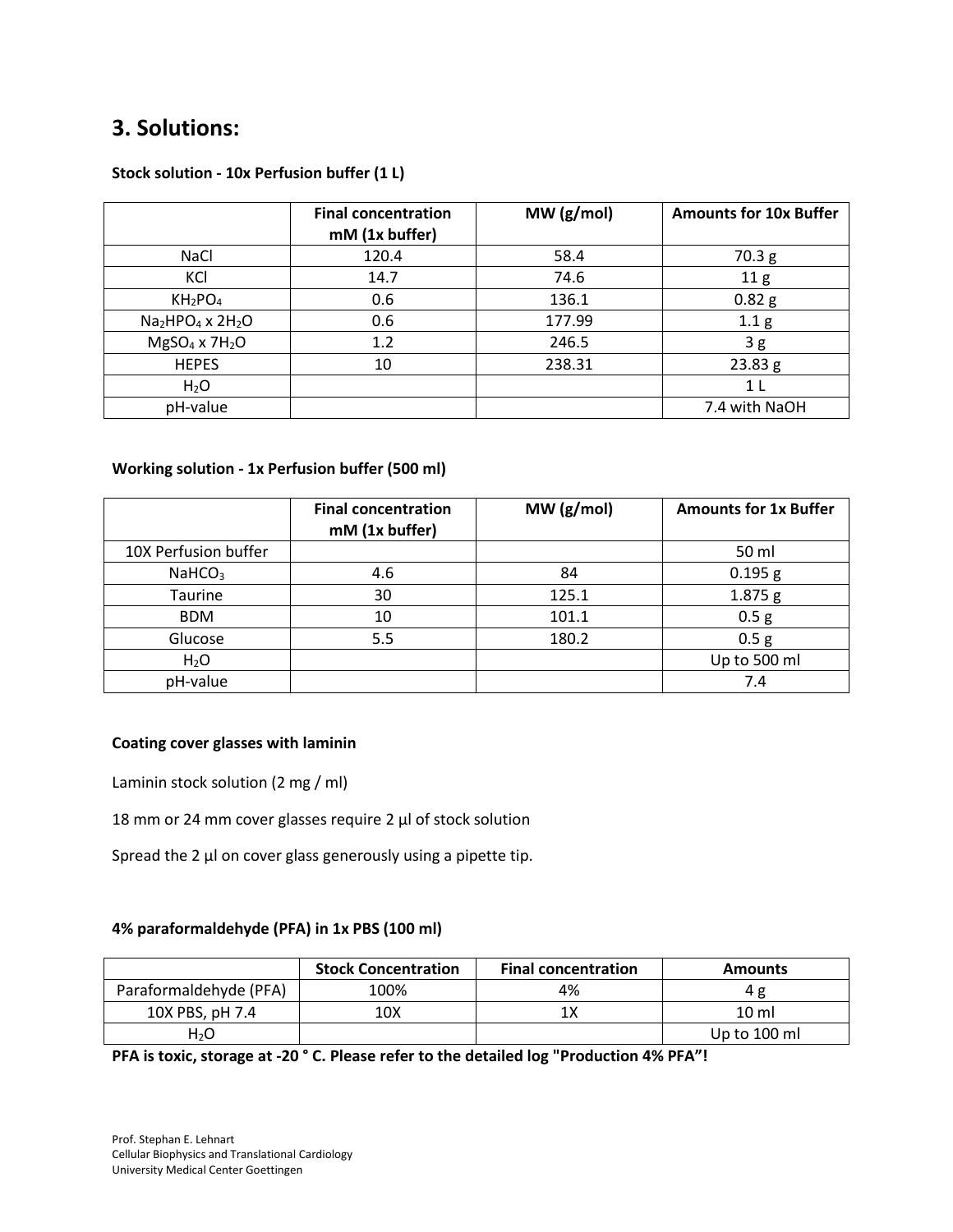## 3. Solutions:

**Stock solution - 10x Perfusion buffer (1 L)**

| | Final concentration mM (1x buffer) | MW (g/mol) | Amounts for 10x Buffer |
|---|---|---|---|
| NaCl | 120.4 | 58.4 | 70.3 g |
| KCl | 14.7 | 74.6 | 11 g |
| $KH_2PO_4$ | 0.6 | 136.1 | 0.82 g |
| $Na_2HPO_4 \times 2H_2O$ | 0.6 | 177.99 | 1.1 g |
| $MgSO_4 \times 7H_2O$ | 1.2 | 246.5 | 3 g |
| HEPES | 10 | 238.31 | 23.83 g |
| $H_2O$ | | | 1 L |
| pH-value | | | 7.4 with NaOH |

**Working solution - 1x Perfusion buffer (500 ml)**

| | Final concentration mM (1x buffer) | MW (g/mol) | Amounts for 1x Buffer |
|---|---|---|---|
| 10X Perfusion buffer | | | 50 ml |
| $NaHCO_3$ | 4.6 | 84 | 0.195 g |
| Taurine | 30 | 125.1 | 1.875 g |
| BDM | 10 | 101.1 | 0.5 g |
| Glucose | 5.5 | 180.2 | 0.5 g |
| $H_2O$ | | | Up to 500 ml |
| pH-value | | | 7.4 |

**Coating cover glasses with laminin**

Laminin stock solution (2 mg / ml)

18 mm or 24 mm cover glasses require 2 µl of stock solution

Spread the 2 µl on cover glass generously using a pipette tip.

**4% paraformaldehyde (PFA) in 1x PBS (100 ml)**

| | Stock Concentration | Final concentration | Amounts |
|---|---|---|---|
| Paraformaldehyde (PFA) | 100% | 4% | 4 g |
| 10X PBS, pH 7.4 | 10X | 1X | 10 ml |
| $H_2O$ | | | Up to 100 ml |

**PFA is toxic, storage at -20 ° C. Please refer to the detailed log "Production 4% PFA”!**

Prof. Stephan E. Lehnart
Cellular Biophysics and Translational Cardiology
University Medical Center Goettingen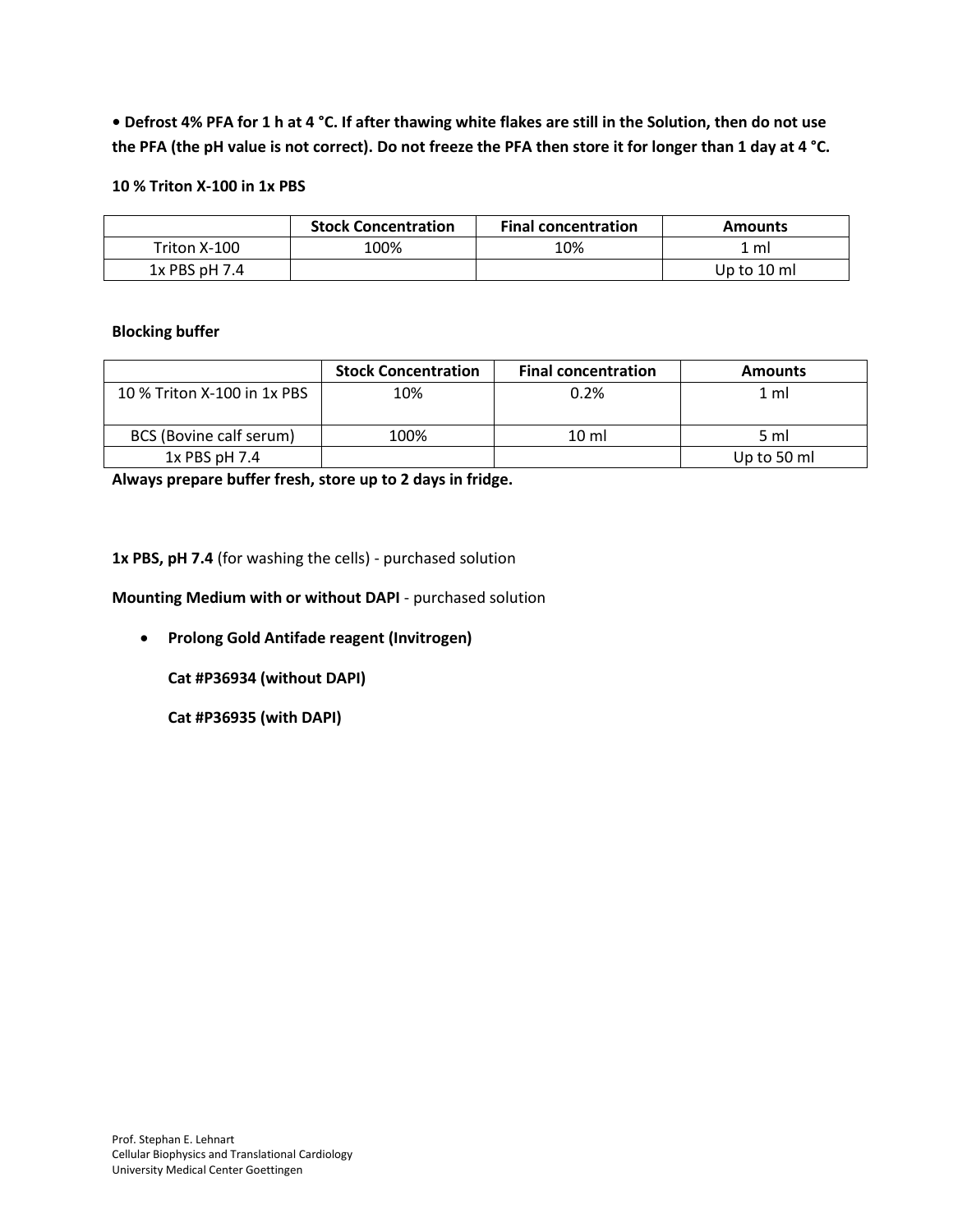**• Defrost 4% PFA for 1 h at 4 °C. If after thawing white flakes are still in the Solution, then do not use the PFA (the pH value is not correct). Do not freeze the PFA then store it for longer than 1 day at 4 °C.**

**10 % Triton X-100 in 1x PBS**

| | Stock Concentration | Final concentration | Amounts |
|---|---|---|---|
| Triton X-100 | 100% | 10% | 1 ml |
| 1x PBS pH 7.4 | | | Up to 10 ml |

**Blocking buffer**

| | Stock Concentration | Final concentration | Amounts |
|---|---|---|---|
| 10 % Triton X-100 in 1x PBS | 10% | 0.2% | 1 ml |
| BCS (Bovine calf serum) | 100% | 10 ml | 5 ml |
| 1x PBS pH 7.4 | | | Up to 50 ml |

**Always prepare buffer fresh, store up to 2 days in fridge.**

**1x PBS, pH 7.4** (for washing the cells) - purchased solution

**Mounting Medium with or without DAPI** - purchased solution

- **Prolong Gold Antifade reagent (Invitrogen)**

  **Cat #P36934 (without DAPI)**

  **Cat #P36935 (with DAPI)**

Prof. Stephan E. Lehnart
Cellular Biophysics and Translational Cardiology
University Medical Center Goettingen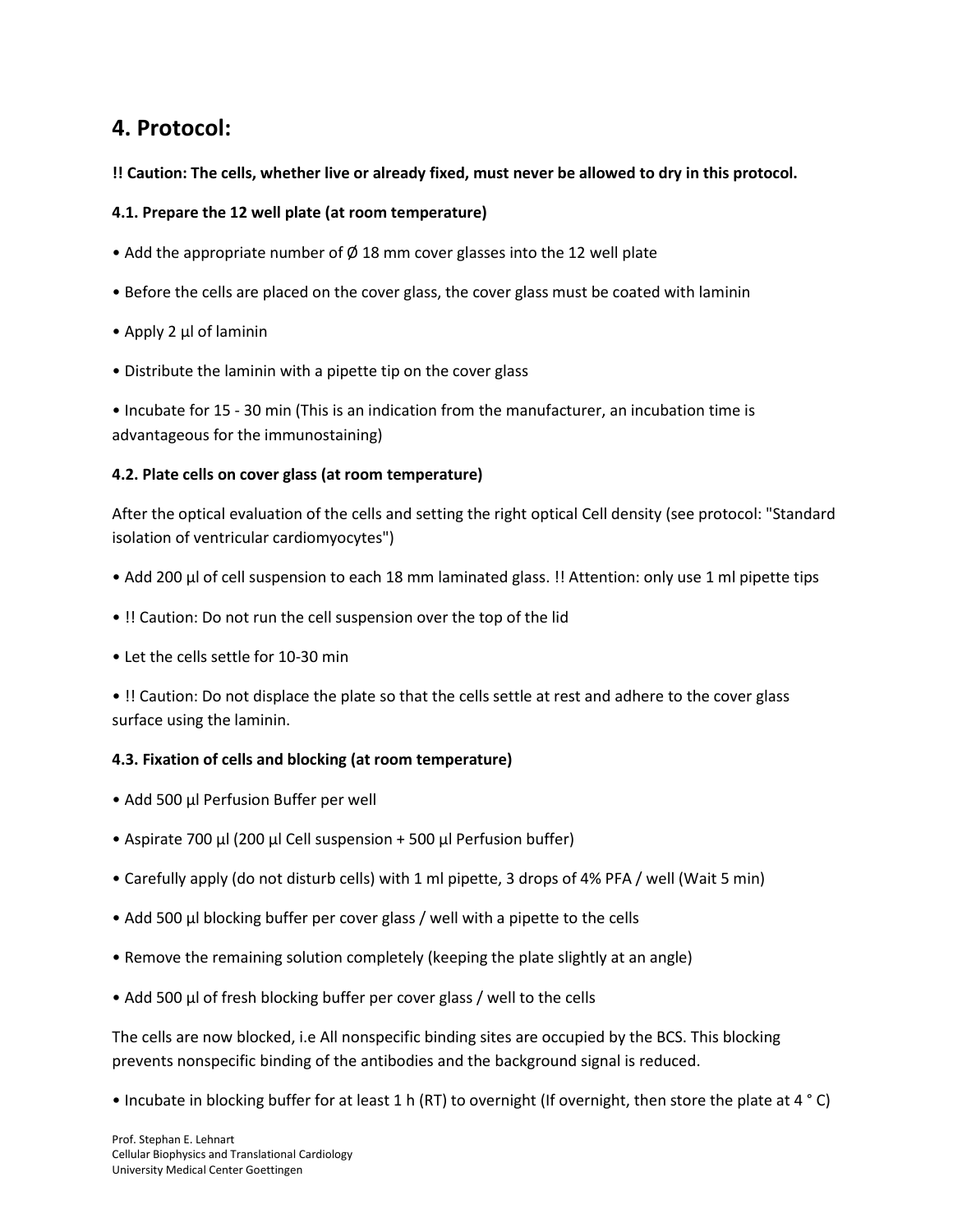## 4. Protocol:

**!! Caution: The cells, whether live or already fixed, must never be allowed to dry in this protocol.**

**4.1. Prepare the 12 well plate (at room temperature)**

- Add the appropriate number of Ø 18 mm cover glasses into the 12 well plate
- Before the cells are placed on the cover glass, the cover glass must be coated with laminin
- Apply 2 µl of laminin
- Distribute the laminin with a pipette tip on the cover glass
- Incubate for 15 - 30 min (This is an indication from the manufacturer, an incubation time is advantageous for the immunostaining)

**4.2. Plate cells on cover glass (at room temperature)**

After the optical evaluation of the cells and setting the right optical Cell density (see protocol: "Standard isolation of ventricular cardiomyocytes")

- Add 200 µl of cell suspension to each 18 mm laminated glass. !! Attention: only use 1 ml pipette tips
- !! Caution: Do not run the cell suspension over the top of the lid
- Let the cells settle for 10-30 min
- !! Caution: Do not displace the plate so that the cells settle at rest and adhere to the cover glass surface using the laminin.

**4.3. Fixation of cells and blocking (at room temperature)**

- Add 500 µl Perfusion Buffer per well
- Aspirate 700 µl (200 µl Cell suspension + 500 µl Perfusion buffer)
- Carefully apply (do not disturb cells) with 1 ml pipette, 3 drops of 4% PFA / well (Wait 5 min)
- Add 500 µl blocking buffer per cover glass / well with a pipette to the cells
- Remove the remaining solution completely (keeping the plate slightly at an angle)
- Add 500 µl of fresh blocking buffer per cover glass / well to the cells

The cells are now blocked, i.e All nonspecific binding sites are occupied by the BCS. This blocking prevents nonspecific binding of the antibodies and the background signal is reduced.

- Incubate in blocking buffer for at least 1 h (RT) to overnight (If overnight, then store the plate at 4 ° C)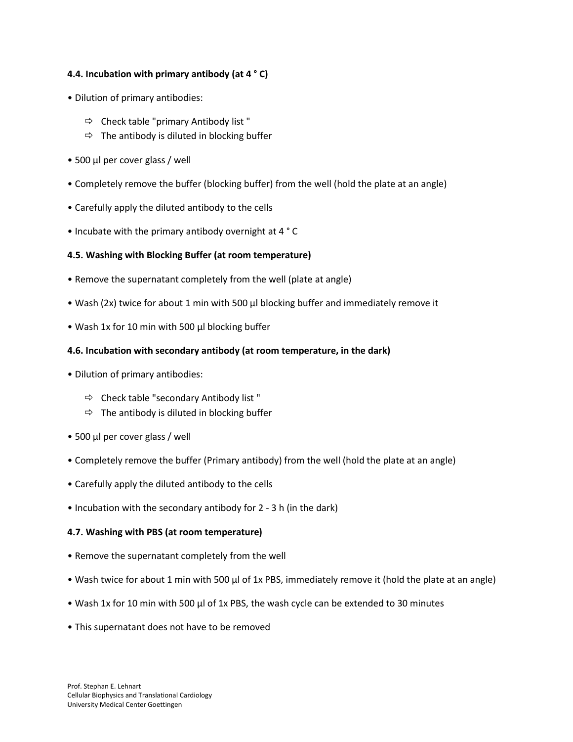**4.4. Incubation with primary antibody (at 4 ° C)**

- Dilution of primary antibodies:
  - ⇨ Check table "primary Antibody list "
  - ⇨ The antibody is diluted in blocking buffer
- 500 µl per cover glass / well
- Completely remove the buffer (blocking buffer) from the well (hold the plate at an angle)
- Carefully apply the diluted antibody to the cells
- Incubate with the primary antibody overnight at 4 ° C

**4.5. Washing with Blocking Buffer (at room temperature)**

- Remove the supernatant completely from the well (plate at angle)
- Wash (2x) twice for about 1 min with 500 µl blocking buffer and immediately remove it
- Wash 1x for 10 min with 500 µl blocking buffer

**4.6. Incubation with secondary antibody (at room temperature, in the dark)**

- Dilution of primary antibodies:
  - ⇨ Check table "secondary Antibody list "
  - ⇨ The antibody is diluted in blocking buffer
- 500 µl per cover glass / well
- Completely remove the buffer (Primary antibody) from the well (hold the plate at an angle)
- Carefully apply the diluted antibody to the cells
- Incubation with the secondary antibody for 2 - 3 h (in the dark)

**4.7. Washing with PBS (at room temperature)**

- Remove the supernatant completely from the well
- Wash twice for about 1 min with 500 µl of 1x PBS, immediately remove it (hold the plate at an angle)
- Wash 1x for 10 min with 500 µl of 1x PBS, the wash cycle can be extended to 30 minutes
- This supernatant does not have to be removed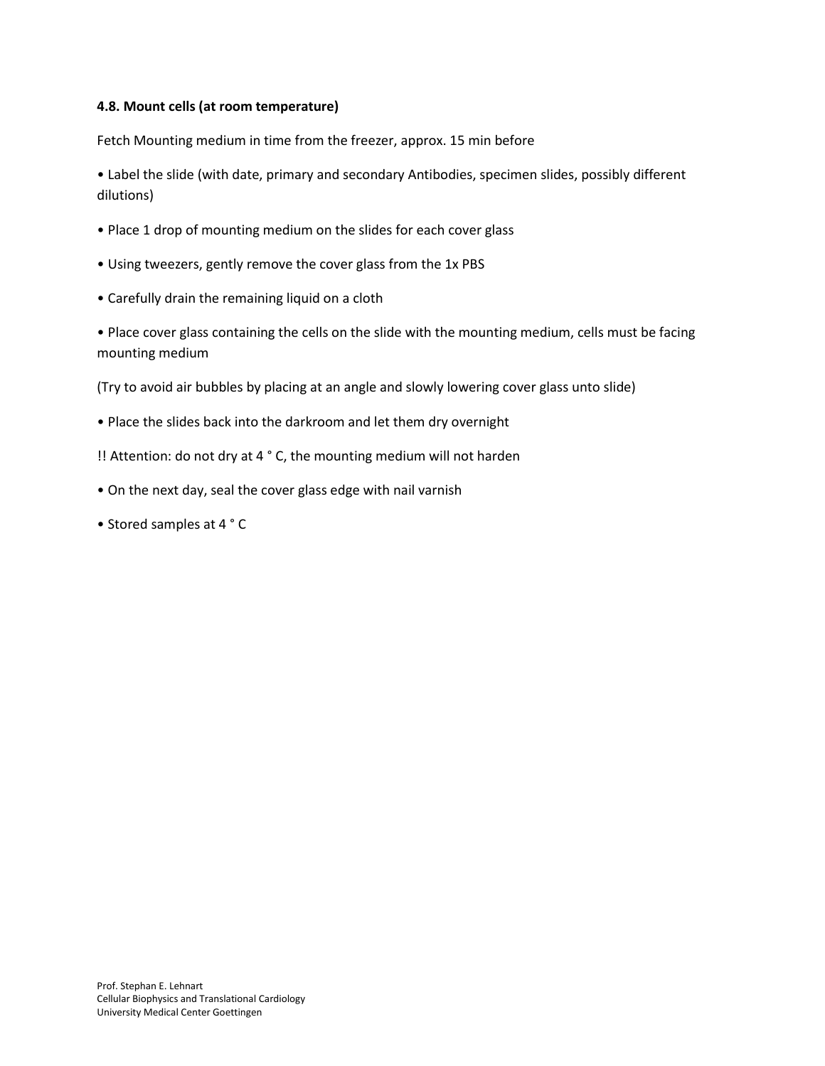### 4.8. Mount cells (at room temperature)

Fetch Mounting medium in time from the freezer, approx. 15 min before

- Label the slide (with date, primary and secondary Antibodies, specimen slides, possibly different dilutions)
- Place 1 drop of mounting medium on the slides for each cover glass
- Using tweezers, gently remove the cover glass from the 1x PBS
- Carefully drain the remaining liquid on a cloth
- Place cover glass containing the cells on the slide with the mounting medium, cells must be facing mounting medium

(Try to avoid air bubbles by placing at an angle and slowly lowering cover glass unto slide)

- Place the slides back into the darkroom and let them dry overnight

!! Attention: do not dry at 4 ° C, the mounting medium will not harden

- On the next day, seal the cover glass edge with nail varnish
- Stored samples at 4 ° C

Prof. Stephan E. Lehnart
Cellular Biophysics and Translational Cardiology
University Medical Center Goettingen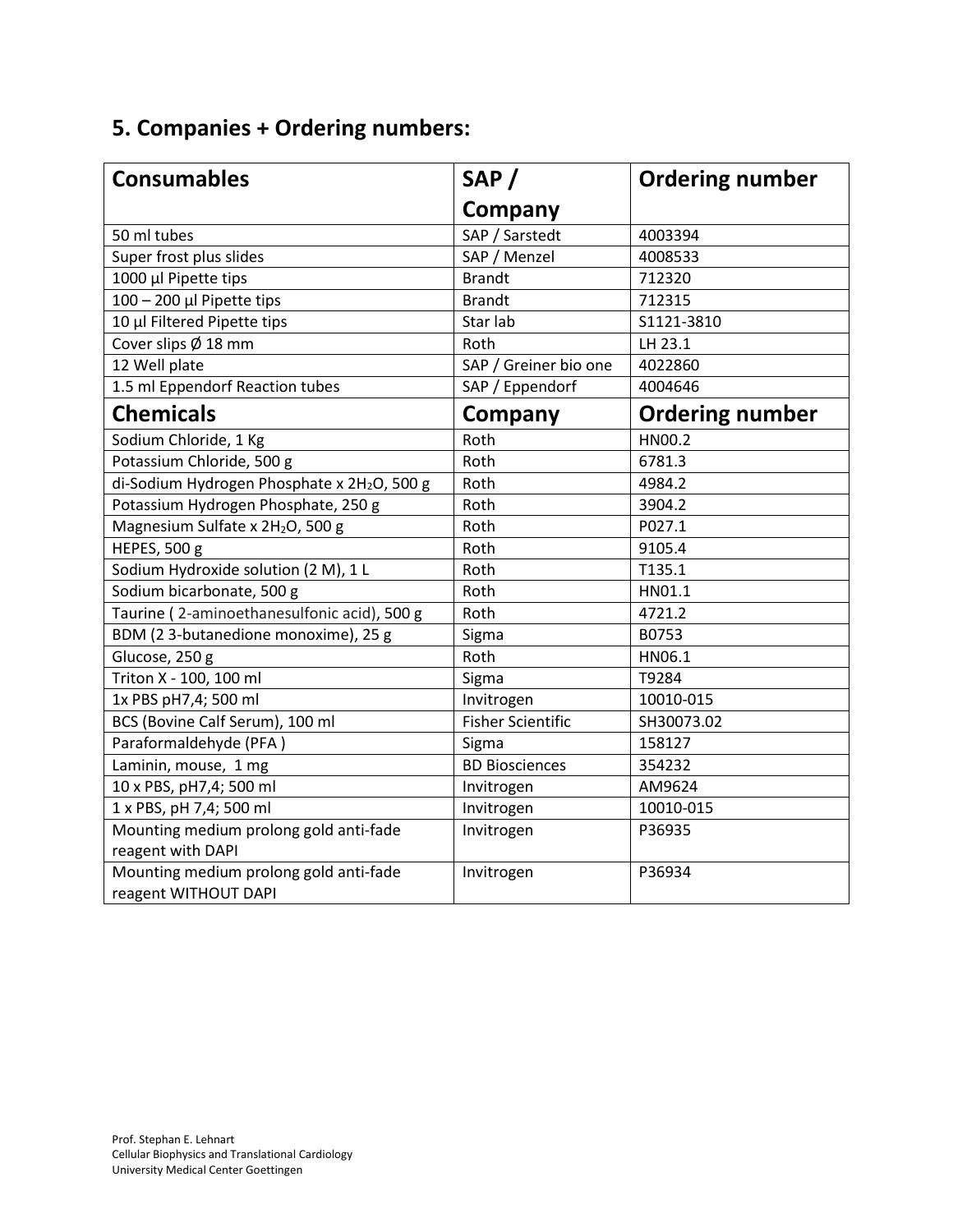## 5. Companies + Ordering numbers:

| Consumables | SAP / Company | Ordering number |
|---|---|---|
| 50 ml tubes | SAP / Sarstedt | 4003394 |
| Super frost plus slides | SAP / Menzel | 4008533 |
| 1000 µl Pipette tips | Brandt | 712320 |
| 100 – 200 µl Pipette tips | Brandt | 712315 |
| 10 µl Filtered Pipette tips | Star lab | S1121-3810 |
| Cover slips Ø 18 mm | Roth | LH 23.1 |
| 12 Well plate | SAP / Greiner bio one | 4022860 |
| 1.5 ml Eppendorf Reaction tubes | SAP / Eppendorf | 4004646 |
| **Chemicals** | **Company** | **Ordering number** |
| Sodium Chloride, 1 Kg | Roth | HN00.2 |
| Potassium Chloride, 500 g | Roth | 6781.3 |
| di-Sodium Hydrogen Phosphate x $2H_2O$, 500 g | Roth | 4984.2 |
| Potassium Hydrogen Phosphate, 250 g | Roth | 3904.2 |
| Magnesium Sulfate x $2H_2O$, 500 g | Roth | P027.1 |
| HEPES, 500 g | Roth | 9105.4 |
| Sodium Hydroxide solution (2 M), 1 L | Roth | T135.1 |
| Sodium bicarbonate, 500 g | Roth | HN01.1 |
| Taurine ( 2-aminoethanesulfonic acid), 500 g | Roth | 4721.2 |
| BDM (2 3-butanedione monoxime), 25 g | Sigma | B0753 |
| Glucose, 250 g | Roth | HN06.1 |
| Triton X - 100, 100 ml | Sigma | T9284 |
| 1x PBS pH7,4; 500 ml | Invitrogen | 10010-015 |
| BCS (Bovine Calf Serum), 100 ml | Fisher Scientific | SH30073.02 |
| Paraformaldehyde (PFA ) | Sigma | 158127 |
| Laminin, mouse, 1 mg | BD Biosciences | 354232 |
| 10 x PBS, pH7,4; 500 ml | Invitrogen | AM9624 |
| 1 x PBS, pH 7,4; 500 ml | Invitrogen | 10010-015 |
| Mounting medium prolong gold anti-fade reagent with DAPI | Invitrogen | P36935 |
| Mounting medium prolong gold anti-fade reagent WITHOUT DAPI | Invitrogen | P36934 |

Prof. Stephan E. Lehnart
Cellular Biophysics and Translational Cardiology
University Medical Center Goettingen